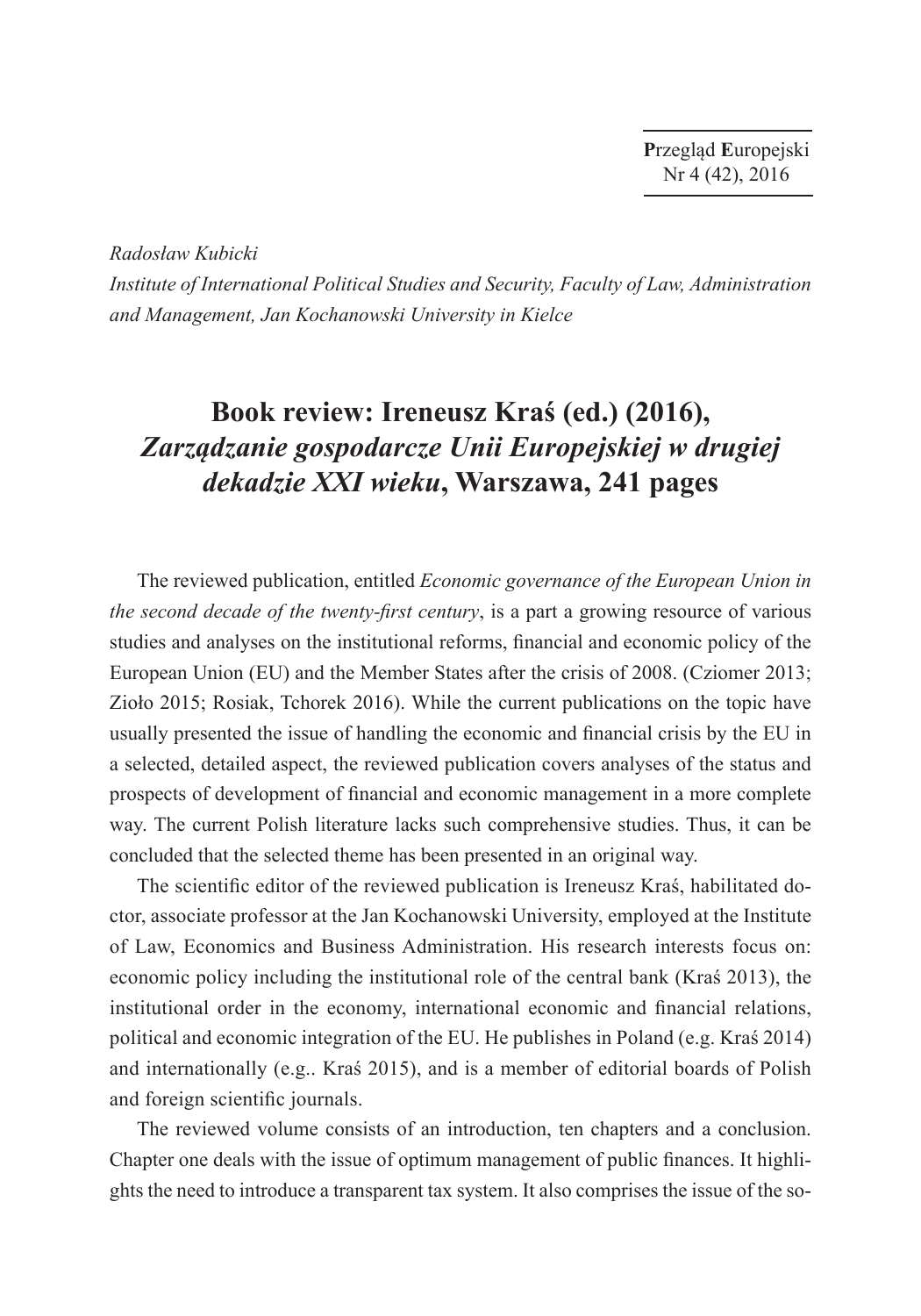*Radosław Kubicki*

*Institute of International Political Studies and Security, Faculty of Law, Administration and Management, Jan Kochanowski University in Kielce*

# Book review: Ireneusz Kraś (ed.) (2016), *Zarządzanie gospodarcze Unii Europejskiej w drugiej dekadzie XXI wieku*, Warszawa, 241 pages

The reviewed publication, entitled *Economic governance of the European Union in the second decade of the twenty-first century*, is a part a growing resource of various studies and analyses on the institutional reforms, financial and economic policy of the European Union (EU) and the Member States after the crisis of 2008. (Cziomer 2013; Zioło 2015; Rosiak, Tchorek 2016). While the current publications on the topic have usually presented the issue of handling the economic and financial crisis by the EU in a selected, detailed aspect, the reviewed publication covers analyses of the status and prospects of development of financial and economic management in a more complete way. The current Polish literature lacks such comprehensive studies. Thus, it can be concluded that the selected theme has been presented in an original way.

The scientific editor of the reviewed publication is Ireneusz Kraś, habilitated doctor, associate professor at the Jan Kochanowski University, employed at the Institute of Law, Economics and Business Administration. His research interests focus on: economic policy including the institutional role of the central bank (Kraś 2013), the institutional order in the economy, international economic and financial relations, political and economic integration of the EU. He publishes in Poland (e.g. Kraś 2014) and internationally (e.g.. Kraś 2015), and is a member of editorial boards of Polish and foreign scientific journals.

The reviewed volume consists of an introduction, ten chapters and a conclusion. Chapter one deals with the issue of optimum management of public finances. It highlights the need to introduce a transparent tax system. It also comprises the issue of the so-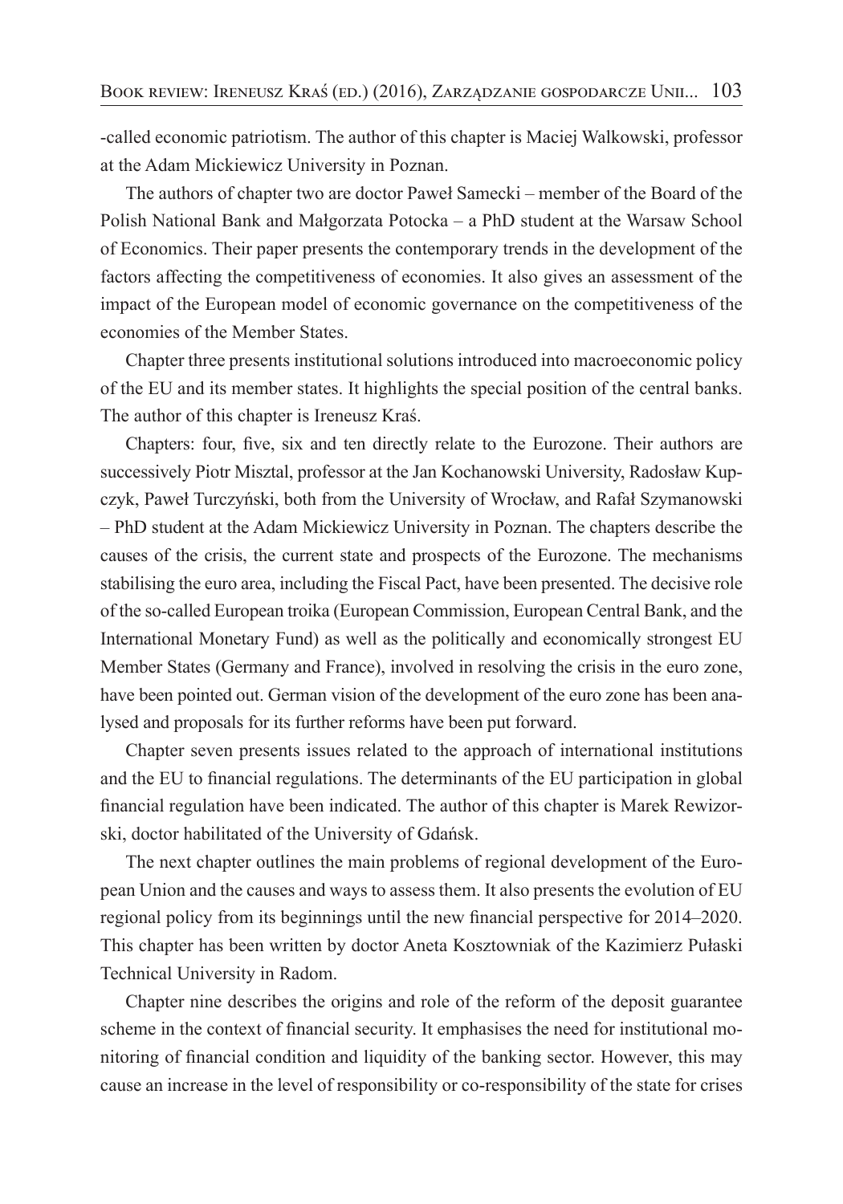-called economic patriotism. The author of this chapter is Maciej Walkowski, professor at the Adam Mickiewicz University in Poznan.

The authors of chapter two are doctor Paweł Samecki – member of the Board of the Polish National Bank and Małgorzata Potocka – a PhD student at the Warsaw School of Economics. Their paper presents the contemporary trends in the development of the factors affecting the competitiveness of economies. It also gives an assessment of the impact of the European model of economic governance on the competitiveness of the economies of the Member States.

Chapter three presents institutional solutions introduced into macroeconomic policy of the EU and its member states. It highlights the special position of the central banks. The author of this chapter is Ireneusz Kraś.

Chapters: four, five, six and ten directly relate to the Eurozone. Their authors are successively Piotr Misztal, professor at the Jan Kochanowski University, Radosław Kupczyk, Paweł Turczyński, both from the University of Wrocław, and Rafał Szymanowski – PhD student at the Adam Mickiewicz University in Poznan. The chapters describe the causes of the crisis, the current state and prospects of the Eurozone. The mechanisms stabilising the euro area, including the Fiscal Pact, have been presented. The decisive role of the so-called European troika (European Commission, European Central Bank, and the International Monetary Fund) as well as the politically and economically strongest EU Member States (Germany and France), involved in resolving the crisis in the euro zone, have been pointed out. German vision of the development of the euro zone has been analysed and proposals for its further reforms have been put forward.

Chapter seven presents issues related to the approach of international institutions and the EU to financial regulations. The determinants of the EU participation in global financial regulation have been indicated. The author of this chapter is Marek Rewizorski, doctor habilitated of the University of Gdańsk.

The next chapter outlines the main problems of regional development of the European Union and the causes and ways to assess them. It also presents the evolution of EU regional policy from its beginnings until the new financial perspective for 2014–2020. This chapter has been written by doctor Aneta Kosztowniak of the Kazimierz Pułaski Technical University in Radom.

Chapter nine describes the origins and role of the reform of the deposit guarantee scheme in the context of financial security. It emphasises the need for institutional monitoring of financial condition and liquidity of the banking sector. However, this may cause an increase in the level of responsibility or co-responsibility of the state for crises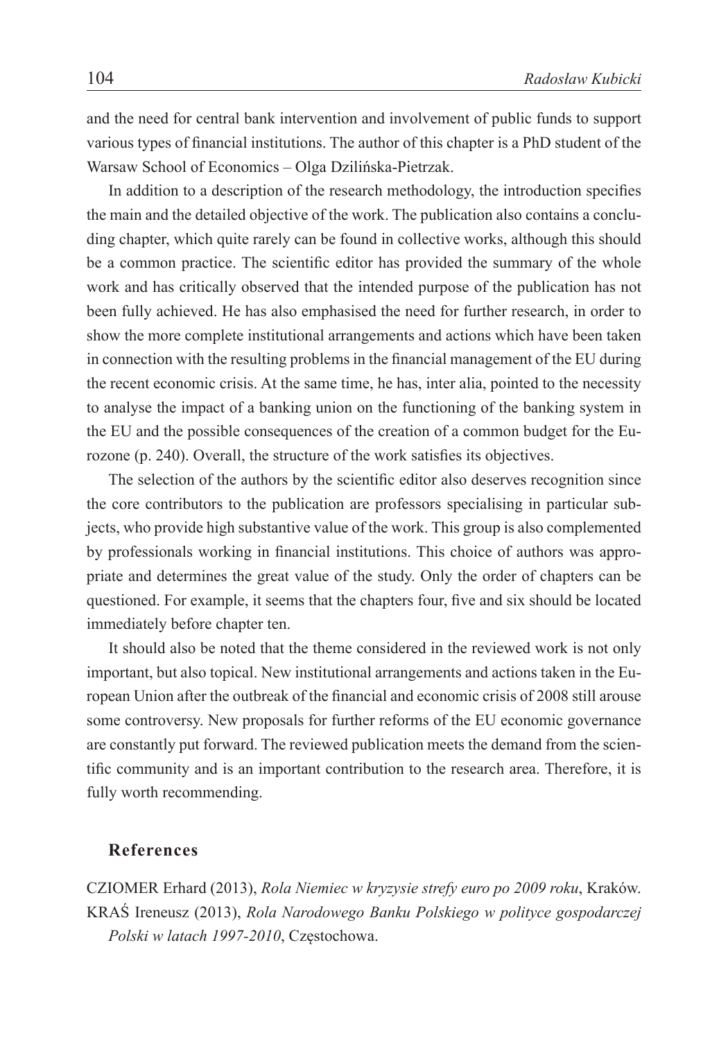and the need for central bank intervention and involvement of public funds to support various types of financial institutions. The author of this chapter is a PhD student of the Warsaw School of Economics – Olga Dzilińska-Pietrzak.

In addition to a description of the research methodology, the introduction specifies the main and the detailed objective of the work. The publication also contains a concluding chapter, which quite rarely can be found in collective works, although this should be a common practice. The scientific editor has provided the summary of the whole work and has critically observed that the intended purpose of the publication has not been fully achieved. He has also emphasised the need for further research, in order to show the more complete institutional arrangements and actions which have been taken in connection with the resulting problems in the financial management of the EU during the recent economic crisis. At the same time, he has, inter alia, pointed to the necessity to analyse the impact of a banking union on the functioning of the banking system in the EU and the possible consequences of the creation of a common budget for the Eurozone (p. 240). Overall, the structure of the work satisfies its objectives.

The selection of the authors by the scientific editor also deserves recognition since the core contributors to the publication are professors specialising in particular subjects, who provide high substantive value of the work. This group is also complemented by professionals working in financial institutions. This choice of authors was appropriate and determines the great value of the study. Only the order of chapters can be questioned. For example, it seems that the chapters four, five and six should be located immediately before chapter ten.

It should also be noted that the theme considered in the reviewed work is not only important, but also topical. New institutional arrangements and actions taken in the European Union after the outbreak of the financial and economic crisis of 2008 still arouse some controversy. New proposals for further reforms of the EU economic governance are constantly put forward. The reviewed publication meets the demand from the scientific community and is an important contribution to the research area. Therefore, it is fully worth recommending.

## References

CZIOMER Erhard (2013), *Rola Niemiec w kryzysie strefy euro po 2009 roku*, Kraków.

KRAŚ Ireneusz (2013), *Rola Narodowego Banku Polskiego w polityce gospodarczej Polski w latach 1997-2010*, Częstochowa.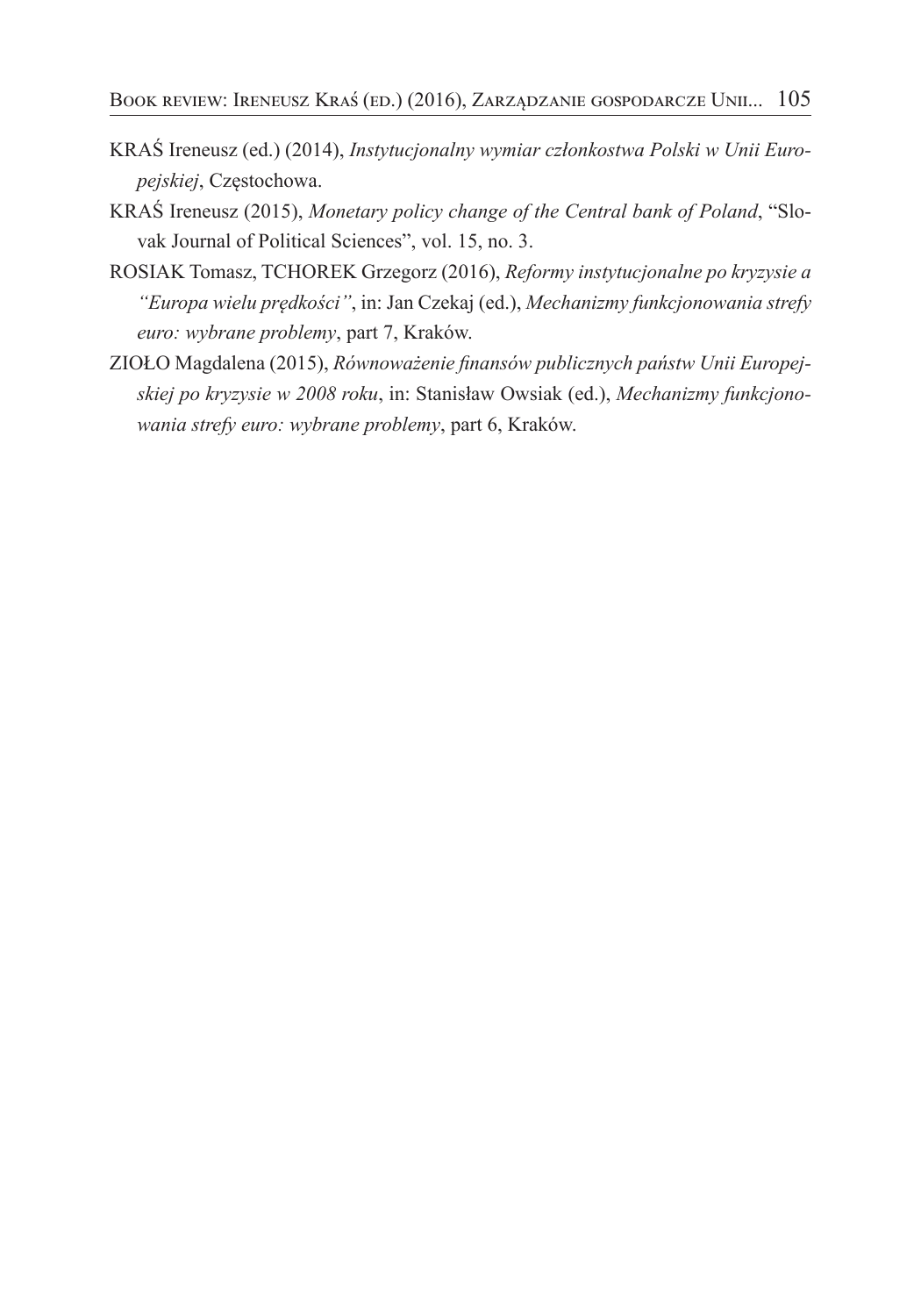KRAŚ Ireneusz (ed.) (2014), *Instytucjonalny wymiar członkostwa Polski w Unii Europejskiej*, Częstochowa.

KRAŚ Ireneusz (2015), *Monetary policy change of the Central bank of Poland*, "Slovak Journal of Political Sciences", vol. 15, no. 3.

ROSIAK Tomasz, TCHOREK Grzegorz (2016), *Reformy instytucjonalne po kryzysie a "Europa wielu prędkości"*, in: Jan Czekaj (ed.), *Mechanizmy funkcjonowania strefy euro: wybrane problemy*, part 7, Kraków.

ZIOŁO Magdalena (2015), *Równoważenie finansów publicznych państw Unii Europejskiej po kryzysie w 2008 roku*, in: Stanisław Owsiak (ed.), *Mechanizmy funkcjonowania strefy euro: wybrane problemy*, part 6, Kraków.